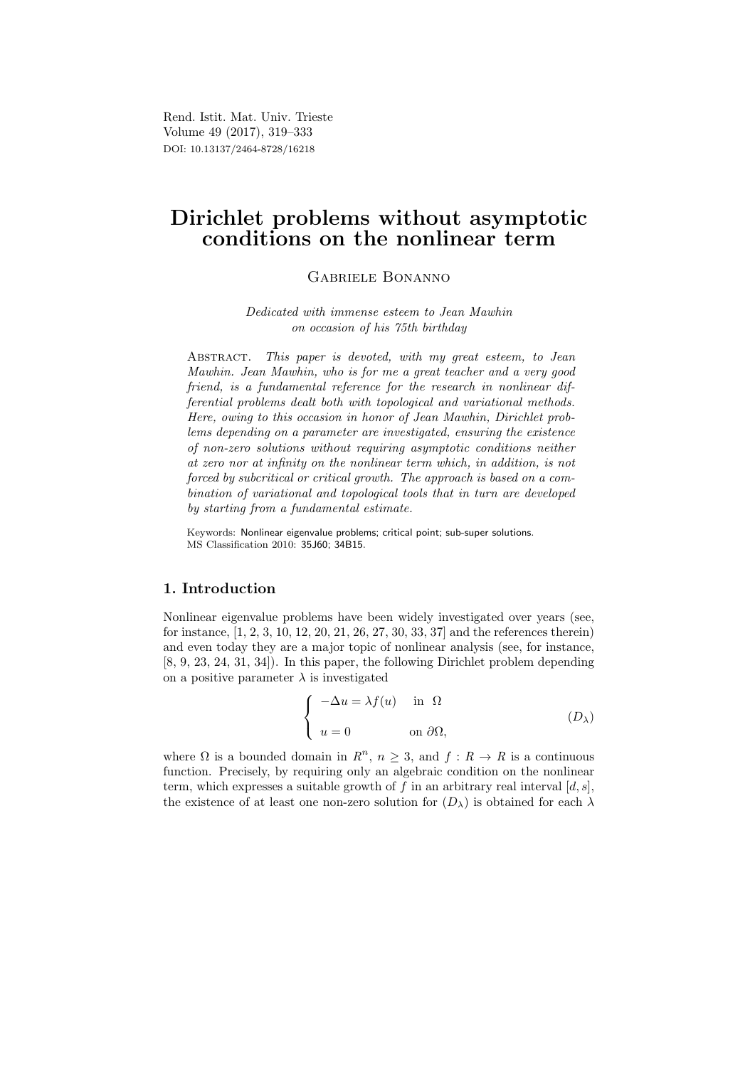# Dirichlet problems without asymptotic conditions on the nonlinear term

Gabriele Bonanno

*Dedicated with immense esteem to Jean Mawhin on occasion of his 75th birthday*

Abstract. *This paper is devoted, with my great esteem, to Jean Mawhin. Jean Mawhin, who is for me a great teacher and a very good friend, is a fundamental reference for the research in nonlinear differential problems dealt both with topological and variational methods. Here, owing to this occasion in honor of Jean Mawhin, Dirichlet problems depending on a parameter are investigated, ensuring the existence of non-zero solutions without requiring asymptotic conditions neither at zero nor at infinity on the nonlinear term which, in addition, is not forced by subcritical or critical growth. The approach is based on a combination of variational and topological tools that in turn are developed by starting from a fundamental estimate.*

Keywords: Nonlinear eigenvalue problems; critical point; sub-super solutions.
MS Classification 2010: 35J60; 34B15.

## 1. Introduction

Nonlinear eigenvalue problems have been widely investigated over years (see, for instance, [1, 2, 3, 10, 12, 20, 21, 26, 27, 30, 33, 37] and the references therein) and even today they are a major topic of nonlinear analysis (see, for instance, [8, 9, 23, 24, 31, 34]). In this paper, the following Dirichlet problem depending on a positive parameter $\lambda$ is investigated

$$\begin{cases} -\Delta u = \lambda f(u) & \text{in } \Omega \\ u = 0 & \text{on } \partial\Omega, \end{cases} \qquad (D_\lambda)$$

where $\Omega$ is a bounded domain in $R^n$, $n \geq 3$, and $f : R \to R$ is a continuous function. Precisely, by requiring only an algebraic condition on the nonlinear term, which expresses a suitable growth of $f$ in an arbitrary real interval $[d, s]$, the existence of at least one non-zero solution for $(D_\lambda)$ is obtained for each $\lambda$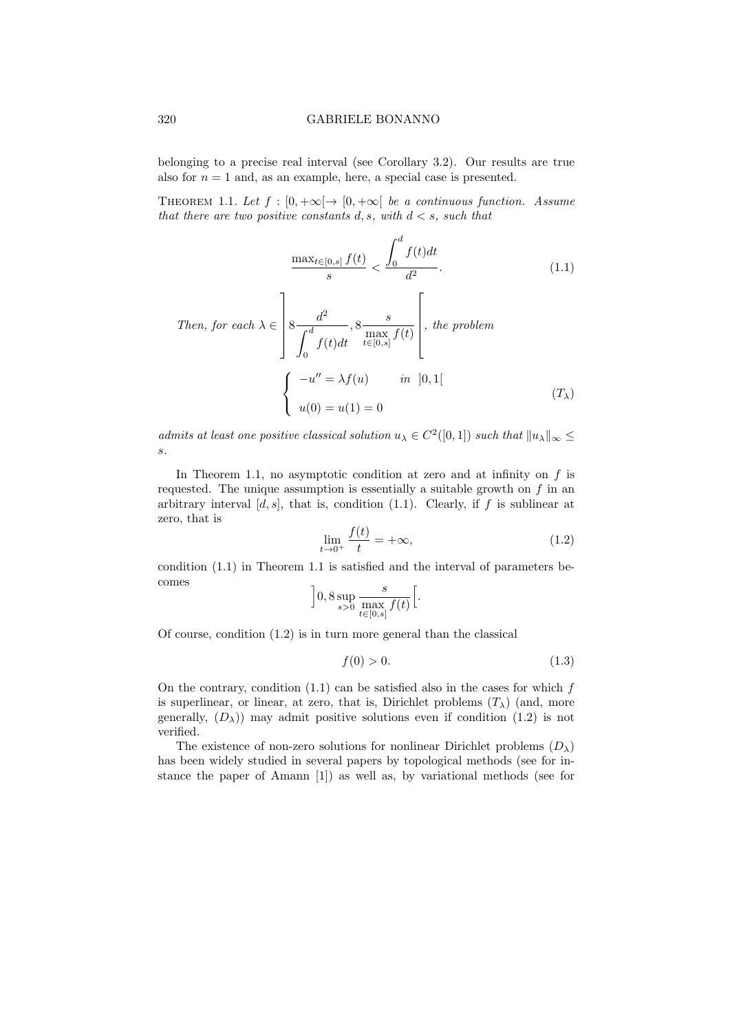belonging to a precise real interval (see Corollary 3.2). Our results are true also for $n = 1$ and, as an example, here, a special case is presented.

**Theorem 1.1.** *Let $f : [0, +\infty[ \to [0, +\infty[$ be a continuous function. Assume that there are two positive constants $d, s$, with $d < s$, such that*

$$\frac{\max_{t\in[0,s]} f(t)}{s} < \frac{\int_0^d f(t)dt}{d^2}. \tag{1.1}$$

*Then, for each $\lambda \in \left] 8\frac{d^2}{\int_0^d f(t)dt}, 8\frac{s}{\max\limits_{t\in[0,s]} f(t)} \right[$, the problem*

$$\begin{cases} -u'' = \lambda f(u) & \text{in } \; ]0,1[ \\ u(0) = u(1) = 0 \end{cases} \tag{$T_\lambda$}$$

*admits at least one positive classical solution $u_\lambda \in C^2([0,1])$ such that $\|u_\lambda\|_\infty \leq s$.*

In Theorem 1.1, no asymptotic condition at zero and at infinity on $f$ is requested. The unique assumption is essentially a suitable growth on $f$ in an arbitrary interval $[d, s]$, that is, condition (1.1). Clearly, if $f$ is sublinear at zero, that is

$$\lim_{t\to 0^+} \frac{f(t)}{t} = +\infty, \tag{1.2}$$

condition (1.1) in Theorem 1.1 is satisfied and the interval of parameters becomes

$$\left] 0, 8 \sup_{s>0} \frac{s}{\max\limits_{t\in[0,s]} f(t)} \right[.$$

Of course, condition (1.2) is in turn more general than the classical

$$f(0) > 0. \tag{1.3}$$

On the contrary, condition (1.1) can be satisfied also in the cases for which $f$ is superlinear, or linear, at zero, that is, Dirichlet problems ($T_\lambda$) (and, more generally, ($D_\lambda$)) may admit positive solutions even if condition (1.2) is not verified.

The existence of non-zero solutions for nonlinear Dirichlet problems ($D_\lambda$) has been widely studied in several papers by topological methods (see for instance the paper of Amann [1]) as well as, by variational methods (see for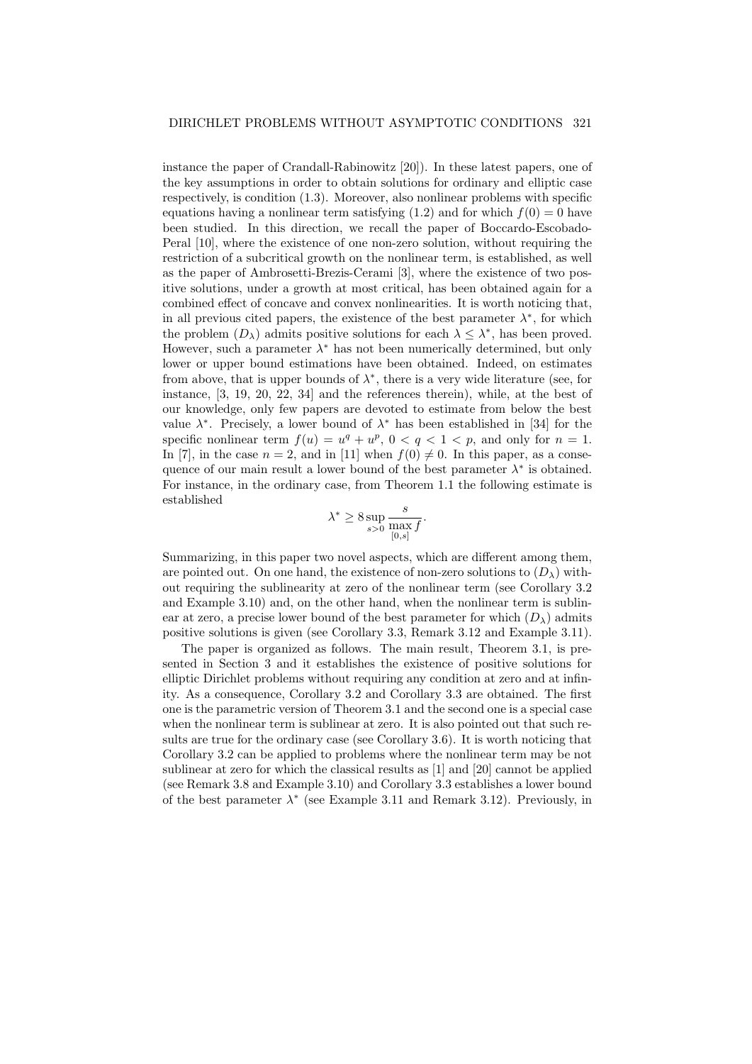instance the paper of Crandall-Rabinowitz [20]). In these latest papers, one of the key assumptions in order to obtain solutions for ordinary and elliptic case respectively, is condition (1.3). Moreover, also nonlinear problems with specific equations having a nonlinear term satisfying (1.2) and for which $f(0) = 0$ have been studied. In this direction, we recall the paper of Boccardo-Escobado-Peral [10], where the existence of one non-zero solution, without requiring the restriction of a subcritical growth on the nonlinear term, is established, as well as the paper of Ambrosetti-Brezis-Cerami [3], where the existence of two positive solutions, under a growth at most critical, has been obtained again for a combined effect of concave and convex nonlinearities. It is worth noticing that, in all previous cited papers, the existence of the best parameter $\lambda^*$, for which the problem $(D_\lambda)$ admits positive solutions for each $\lambda \leq \lambda^*$, has been proved. However, such a parameter $\lambda^*$ has not been numerically determined, but only lower or upper bound estimations have been obtained. Indeed, on estimates from above, that is upper bounds of $\lambda^*$, there is a very wide literature (see, for instance, [3, 19, 20, 22, 34] and the references therein), while, at the best of our knowledge, only few papers are devoted to estimate from below the best value $\lambda^*$. Precisely, a lower bound of $\lambda^*$ has been established in [34] for the specific nonlinear term $f(u) = u^q + u^p$, $0 < q < 1 < p$, and only for $n = 1$. In [7], in the case $n = 2$, and in [11] when $f(0) \neq 0$. In this paper, as a consequence of our main result a lower bound of the best parameter $\lambda^*$ is obtained. For instance, in the ordinary case, from Theorem 1.1 the following estimate is established

$$\lambda^* \geq 8 \sup_{s>0} \frac{s}{\max\limits_{[0,s]} f}.$$

Summarizing, in this paper two novel aspects, which are different among them, are pointed out. On one hand, the existence of non-zero solutions to $(D_\lambda)$ without requiring the sublinearity at zero of the nonlinear term (see Corollary 3.2 and Example 3.10) and, on the other hand, when the nonlinear term is sublinear at zero, a precise lower bound of the best parameter for which $(D_\lambda)$ admits positive solutions is given (see Corollary 3.3, Remark 3.12 and Example 3.11).

The paper is organized as follows. The main result, Theorem 3.1, is presented in Section 3 and it establishes the existence of positive solutions for elliptic Dirichlet problems without requiring any condition at zero and at infinity. As a consequence, Corollary 3.2 and Corollary 3.3 are obtained. The first one is the parametric version of Theorem 3.1 and the second one is a special case when the nonlinear term is sublinear at zero. It is also pointed out that such results are true for the ordinary case (see Corollary 3.6). It is worth noticing that Corollary 3.2 can be applied to problems where the nonlinear term may be not sublinear at zero for which the classical results as [1] and [20] cannot be applied (see Remark 3.8 and Example 3.10) and Corollary 3.3 establishes a lower bound of the best parameter $\lambda^*$ (see Example 3.11 and Remark 3.12). Previously, in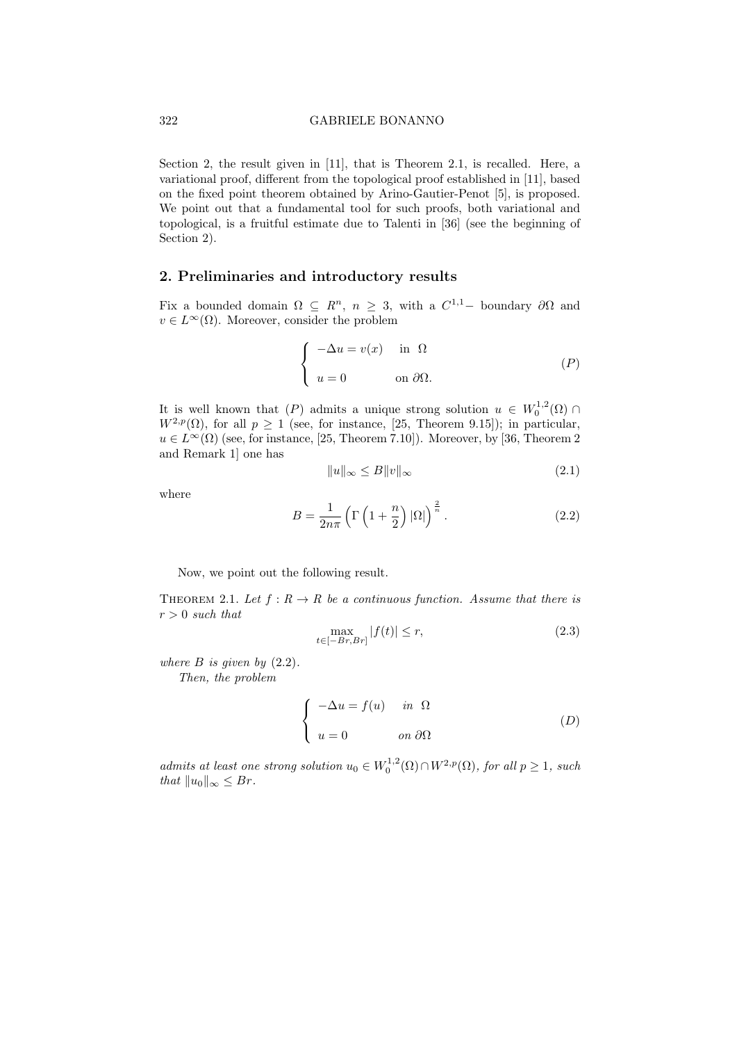Section 2, the result given in [11], that is Theorem 2.1, is recalled. Here, a variational proof, different from the topological proof established in [11], based on the fixed point theorem obtained by Arino-Gautier-Penot [5], is proposed. We point out that a fundamental tool for such proofs, both variational and topological, is a fruitful estimate due to Talenti in [36] (see the beginning of Section 2).

## 2. Preliminaries and introductory results

Fix a bounded domain $\Omega \subseteq R^n$, $n \geq 3$, with a $C^{1,1}-$ boundary $\partial\Omega$ and $v \in L^\infty(\Omega)$. Moreover, consider the problem

$$\begin{cases} -\Delta u = v(x) & \text{in } \Omega \\ u = 0 & \text{on } \partial\Omega. \end{cases} \tag{P}$$

It is well known that $(P)$ admits a unique strong solution $u \in W_0^{1,2}(\Omega) \cap W^{2,p}(\Omega)$, for all $p \geq 1$ (see, for instance, [25, Theorem 9.15]); in particular, $u \in L^\infty(\Omega)$ (see, for instance, [25, Theorem 7.10]). Moreover, by [36, Theorem 2 and Remark 1] one has

$$\|u\|_\infty \leq B\|v\|_\infty \tag{2.1}$$

where

$$B = \frac{1}{2n\pi}\left(\Gamma\left(1 + \frac{n}{2}\right)|\Omega|\right)^{\frac{2}{n}}. \tag{2.2}$$

Now, we point out the following result.

Theorem 2.1. *Let $f : R \to R$ be a continuous function. Assume that there is $r > 0$ such that*

$$\max_{t\in[-Br,Br]} |f(t)| \leq r, \tag{2.3}$$

*where $B$ is given by* (2.2).

*Then, the problem*

$$\begin{cases} -\Delta u = f(u) & \text{in } \Omega \\ u = 0 & \text{on } \partial\Omega \end{cases} \tag{D}$$

*admits at least one strong solution $u_0 \in W_0^{1,2}(\Omega) \cap W^{2,p}(\Omega)$, for all $p \geq 1$, such that $\|u_0\|_\infty \leq Br$.*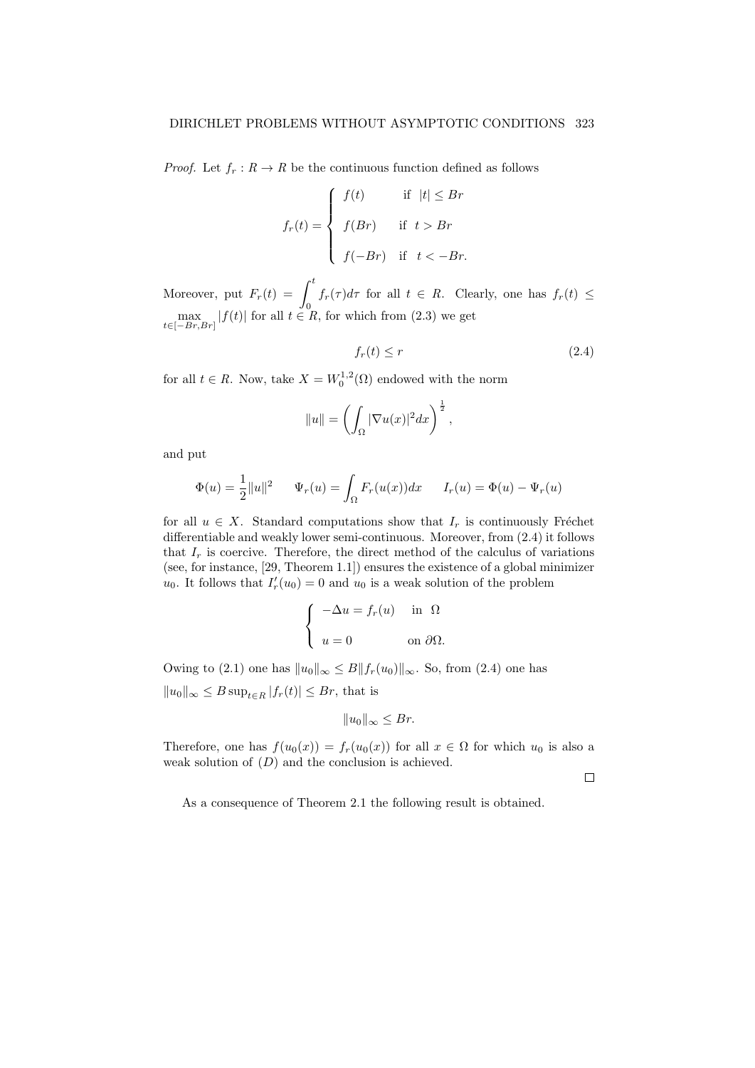*Proof.* Let $f_r : R \to R$ be the continuous function defined as follows

$$f_r(t) = \begin{cases} f(t) & \text{if } |t| \leq Br \\ f(Br) & \text{if } t > Br \\ f(-Br) & \text{if } t < -Br. \end{cases}$$

Moreover, put $F_r(t) = \displaystyle\int_0^t f_r(\tau)d\tau$ for all $t \in R$. Clearly, one has $f_r(t) \leq \max_{t\in[-Br,Br]} |f(t)|$ for all $t \in R$, for which from (2.3) we get

$$f_r(t) \leq r \tag{2.4}$$

for all $t \in R$. Now, take $X = W_0^{1,2}(\Omega)$ endowed with the norm

$$\|u\| = \left( \int_\Omega |\nabla u(x)|^2 dx \right)^{\frac{1}{2}},$$

and put

$$\Phi(u) = \frac{1}{2}\|u\|^2 \qquad \Psi_r(u) = \int_\Omega F_r(u(x))dx \qquad I_r(u) = \Phi(u) - \Psi_r(u)$$

for all $u \in X$. Standard computations show that $I_r$ is continuously Fréchet differentiable and weakly lower semi-continuous. Moreover, from (2.4) it follows that $I_r$ is coercive. Therefore, the direct method of the calculus of variations (see, for instance, [29, Theorem 1.1]) ensures the existence of a global minimizer $u_0$. It follows that $I'_r(u_0) = 0$ and $u_0$ is a weak solution of the problem

$$\begin{cases} -\Delta u = f_r(u) & \text{in } \Omega \\ u = 0 & \text{on } \partial\Omega. \end{cases}$$

Owing to (2.1) one has $\|u_0\|_\infty \leq B\|f_r(u_0)\|_\infty$. So, from (2.4) one has $\|u_0\|_\infty \leq B \sup_{t\in R} |f_r(t)| \leq Br$, that is

$$\|u_0\|_\infty \leq Br.$$

Therefore, one has $f(u_0(x)) = f_r(u_0(x))$ for all $x \in \Omega$ for which $u_0$ is also a weak solution of $(D)$ and the conclusion is achieved.

□

As a consequence of Theorem 2.1 the following result is obtained.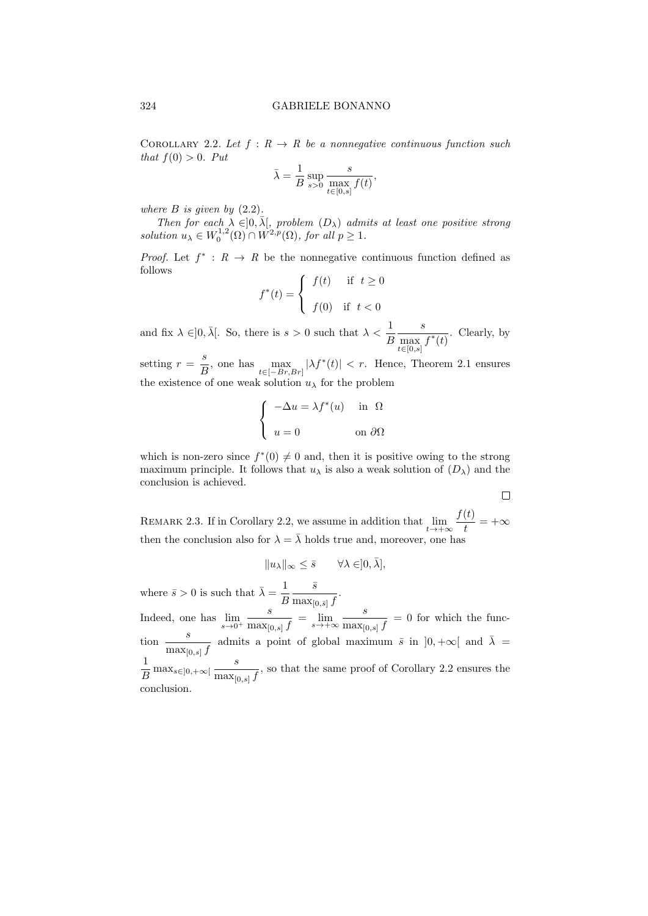Corollary 2.2. *Let $f : R \to R$ be a nonnegative continuous function such that $f(0) > 0$. Put*

$$\bar{\lambda} = \frac{1}{B} \sup_{s>0} \frac{s}{\max_{t\in[0,s]} f(t)},$$

*where $B$ is given by* (2.2).

*Then for each $\lambda \in ]0, \bar{\lambda}[$, problem $(D_\lambda)$ admits at least one positive strong solution $u_\lambda \in W_0^{1,2}(\Omega) \cap W^{2,p}(\Omega)$, for all $p \geq 1$.*

*Proof.* Let $f^* : R \to R$ be the nonnegative continuous function defined as follows

$$f^*(t) = \begin{cases} f(t) & \text{if } t \geq 0 \\ f(0) & \text{if } t < 0 \end{cases}$$

and fix $\lambda \in ]0, \bar{\lambda}[$. So, there is $s > 0$ such that $\lambda < \dfrac{1}{B} \dfrac{s}{\max_{t\in[0,s]} f^*(t)}$. Clearly, by setting $r = \dfrac{s}{B}$, one has $\max_{t\in[-Br,Br]} |\lambda f^*(t)| < r$. Hence, Theorem 2.1 ensures the existence of one weak solution $u_\lambda$ for the problem

$$\begin{cases} -\Delta u = \lambda f^*(u) & \text{in } \Omega \\ u = 0 & \text{on } \partial\Omega \end{cases}$$

which is non-zero since $f^*(0) \neq 0$ and, then it is positive owing to the strong maximum principle. It follows that $u_\lambda$ is also a weak solution of $(D_\lambda)$ and the conclusion is achieved.

$\square$

Remark 2.3. If in Corollary 2.2, we assume in addition that $\lim_{t\to+\infty} \dfrac{f(t)}{t} = +\infty$ then the conclusion also for $\lambda = \bar{\lambda}$ holds true and, moreover, one has

$$\|u_\lambda\|_\infty \leq \bar{s} \qquad \forall \lambda \in ]0, \bar{\lambda}],$$

where $\bar{s} > 0$ is such that $\bar{\lambda} = \dfrac{1}{B} \dfrac{\bar{s}}{\max_{[0,\bar{s}]} f}$.

Indeed, one has $\lim_{s\to 0^+} \dfrac{s}{\max_{[0,s]} f} = \lim_{s\to+\infty} \dfrac{s}{\max_{[0,s]} f} = 0$ for which the function $\dfrac{s}{\max_{[0,s]} f}$ admits a point of global maximum $\bar{s}$ in $]0, +\infty[$ and $\bar{\lambda} = \dfrac{1}{B} \max_{s\in]0,+\infty[} \dfrac{s}{\max_{[0,s]} f}$, so that the same proof of Corollary 2.2 ensures the conclusion.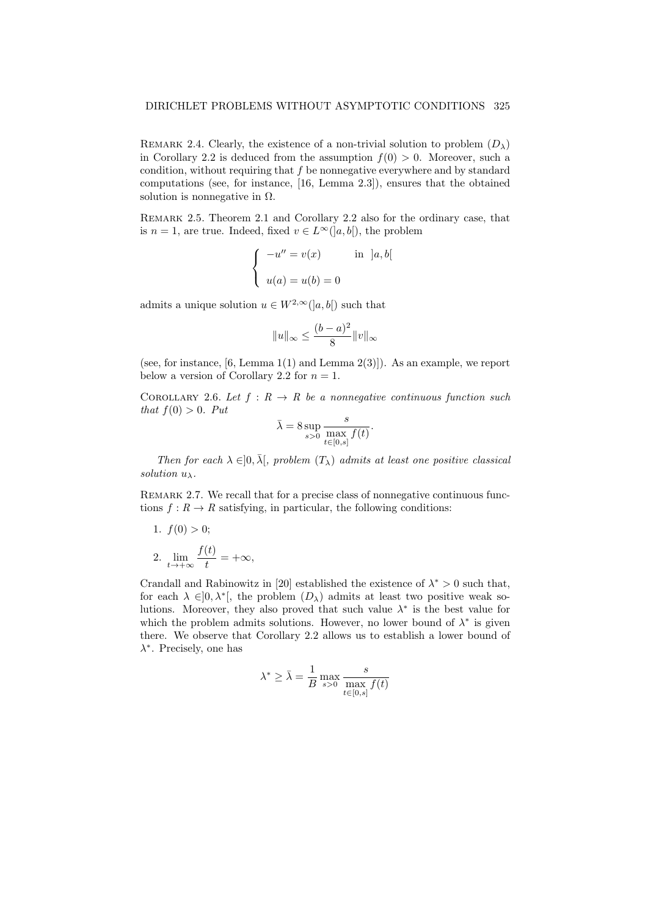Remark 2.4. Clearly, the existence of a non-trivial solution to problem $(D_\lambda)$ in Corollary 2.2 is deduced from the assumption $f(0) > 0$. Moreover, such a condition, without requiring that $f$ be nonnegative everywhere and by standard computations (see, for instance, [16, Lemma 2.3]), ensures that the obtained solution is nonnegative in $\Omega$.

Remark 2.5. Theorem 2.1 and Corollary 2.2 also for the ordinary case, that is $n = 1$, are true. Indeed, fixed $v \in L^\infty(]a, b[)$, the problem

$$\begin{cases} -u'' = v(x) & \text{in } ]a, b[ \\ u(a) = u(b) = 0 \end{cases}$$

admits a unique solution $u \in W^{2,\infty}(]a, b[)$ such that

$$\|u\|_\infty \leq \frac{(b-a)^2}{8}\|v\|_\infty$$

(see, for instance, [6, Lemma 1(1) and Lemma 2(3)]). As an example, we report below a version of Corollary 2.2 for $n = 1$.

Corollary 2.6. *Let $f : R \to R$ be a nonnegative continuous function such that $f(0) > 0$. Put*

$$\bar{\lambda} = 8 \sup_{s>0} \frac{s}{\max\limits_{t\in[0,s]} f(t)}.$$

*Then for each $\lambda \in ]0, \bar{\lambda}[$, problem $(T_\lambda)$ admits at least one positive classical solution $u_\lambda$.*

Remark 2.7. We recall that for a precise class of nonnegative continuous functions $f : R \to R$ satisfying, in particular, the following conditions:

1. $f(0) > 0$;
2. $\lim\limits_{t\to+\infty} \dfrac{f(t)}{t} = +\infty$,

Crandall and Rabinowitz in [20] established the existence of $\lambda^* > 0$ such that, for each $\lambda \in ]0, \lambda^*[$, the problem $(D_\lambda)$ admits at least two positive weak solutions. Moreover, they also proved that such value $\lambda^*$ is the best value for which the problem admits solutions. However, no lower bound of $\lambda^*$ is given there. We observe that Corollary 2.2 allows us to establish a lower bound of $\lambda^*$. Precisely, one has

$$\lambda^* \geq \bar{\lambda} = \frac{1}{B} \max_{s>0} \frac{s}{\max\limits_{t\in[0,s]} f(t)}$$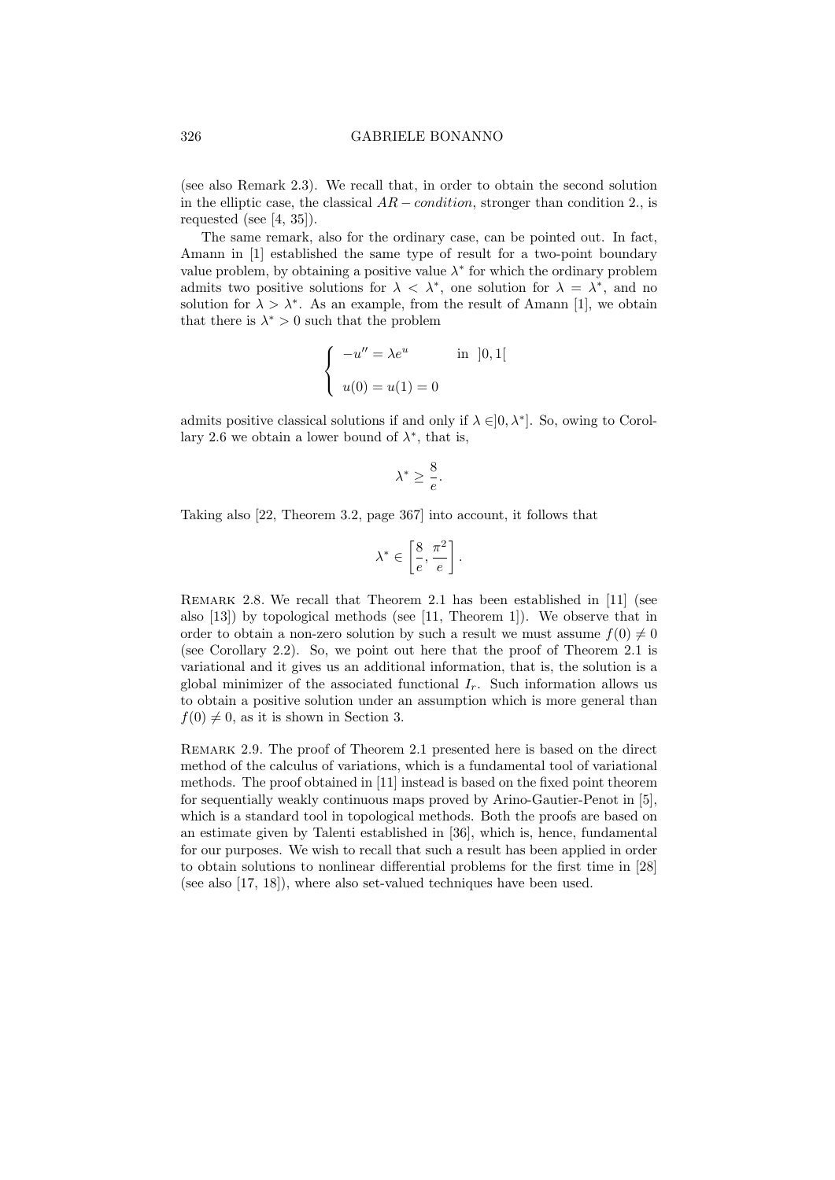(see also Remark 2.3). We recall that, in order to obtain the second solution in the elliptic case, the classical $AR-condition$, stronger than condition 2., is requested (see [4, 35]).

The same remark, also for the ordinary case, can be pointed out. In fact, Amann in [1] established the same type of result for a two-point boundary value problem, by obtaining a positive value $\lambda^*$ for which the ordinary problem admits two positive solutions for $\lambda < \lambda^*$, one solution for $\lambda = \lambda^*$, and no solution for $\lambda > \lambda^*$. As an example, from the result of Amann [1], we obtain that there is $\lambda^* > 0$ such that the problem

$$\begin{cases} -u'' = \lambda e^u & \text{in } \; ]0,1[ \\[2ex] u(0) = u(1) = 0 \end{cases}$$

admits positive classical solutions if and only if $\lambda \in ]0, \lambda^*]$. So, owing to Corollary 2.6 we obtain a lower bound of $\lambda^*$, that is,

$$\lambda^* \geq \frac{8}{e}.$$

Taking also [22, Theorem 3.2, page 367] into account, it follows that

$$\lambda^* \in \left[\frac{8}{e}, \frac{\pi^2}{e}\right].$$

Remark 2.8. We recall that Theorem 2.1 has been established in [11] (see also [13]) by topological methods (see [11, Theorem 1]). We observe that in order to obtain a non-zero solution by such a result we must assume $f(0) \neq 0$ (see Corollary 2.2). So, we point out here that the proof of Theorem 2.1 is variational and it gives us an additional information, that is, the solution is a global minimizer of the associated functional $I_r$. Such information allows us to obtain a positive solution under an assumption which is more general than $f(0) \neq 0$, as it is shown in Section 3.

Remark 2.9. The proof of Theorem 2.1 presented here is based on the direct method of the calculus of variations, which is a fundamental tool of variational methods. The proof obtained in [11] instead is based on the fixed point theorem for sequentially weakly continuous maps proved by Arino-Gautier-Penot in [5], which is a standard tool in topological methods. Both the proofs are based on an estimate given by Talenti established in [36], which is, hence, fundamental for our purposes. We wish to recall that such a result has been applied in order to obtain solutions to nonlinear differential problems for the first time in [28] (see also [17, 18]), where also set-valued techniques have been used.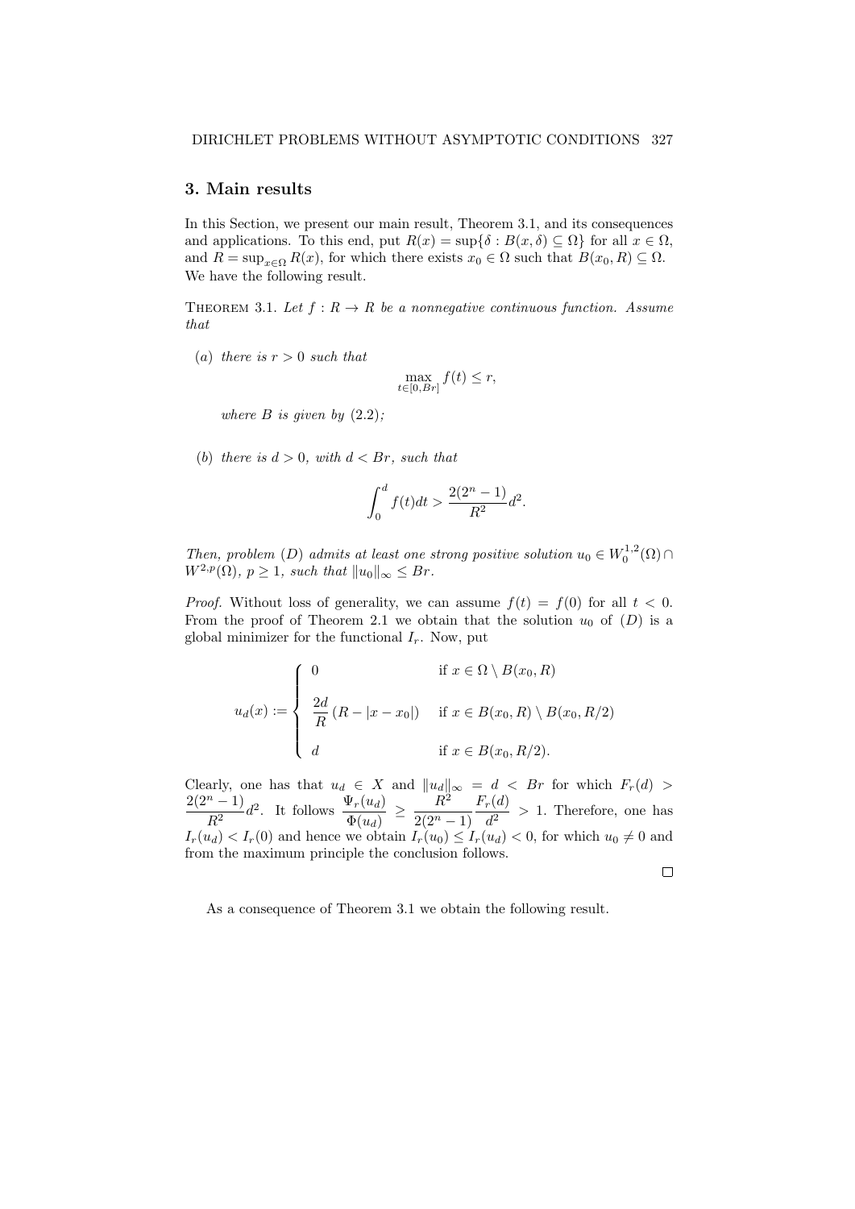## 3. Main results

In this Section, we present our main result, Theorem 3.1, and its consequences and applications. To this end, put $R(x) = \sup\{\delta : B(x, \delta) \subseteq \Omega\}$ for all $x \in \Omega$, and $R = \sup_{x\in\Omega} R(x)$, for which there exists $x_0 \in \Omega$ such that $B(x_0, R) \subseteq \Omega$. We have the following result.

THEOREM 3.1. *Let $f : R \to R$ be a nonnegative continuous function. Assume that*

(*a*) *there is $r > 0$ such that*

$$\max_{t\in[0,Br]} f(t) \leq r,$$

*where $B$ is given by* (2.2)*;*

(*b*) *there is $d > 0$, with $d < Br$, such that*

$$\int_0^d f(t)dt > \frac{2(2^n - 1)}{R^2} d^2.$$

*Then, problem* (*D*) *admits at least one strong positive solution $u_0 \in W_0^{1,2}(\Omega) \cap W^{2,p}(\Omega)$, $p \geq 1$, such that $\|u_0\|_\infty \leq Br$.*

*Proof.* Without loss of generality, we can assume $f(t) = f(0)$ for all $t < 0$. From the proof of Theorem 2.1 we obtain that the solution $u_0$ of $(D)$ is a global minimizer for the functional $I_r$. Now, put

$$u_d(x) := \begin{cases} 0 & \text{if } x \in \Omega \setminus B(x_0, R) \\ \dfrac{2d}{R}\left(R - |x - x_0|\right) & \text{if } x \in B(x_0, R) \setminus B(x_0, R/2) \\ d & \text{if } x \in B(x_0, R/2). \end{cases}$$

Clearly, one has that $u_d \in X$ and $\|u_d\|_\infty = d < Br$ for which $F_r(d) > \dfrac{2(2^n - 1)}{R^2} d^2$. It follows $\dfrac{\Psi_r(u_d)}{\Phi(u_d)} \geq \dfrac{R^2}{2(2^n - 1)} \dfrac{F_r(d)}{d^2} > 1$. Therefore, one has $I_r(u_d) < I_r(0)$ and hence we obtain $I_r(u_0) \leq I_r(u_d) < 0$, for which $u_0 \neq 0$ and from the maximum principle the conclusion follows. □

As a consequence of Theorem 3.1 we obtain the following result.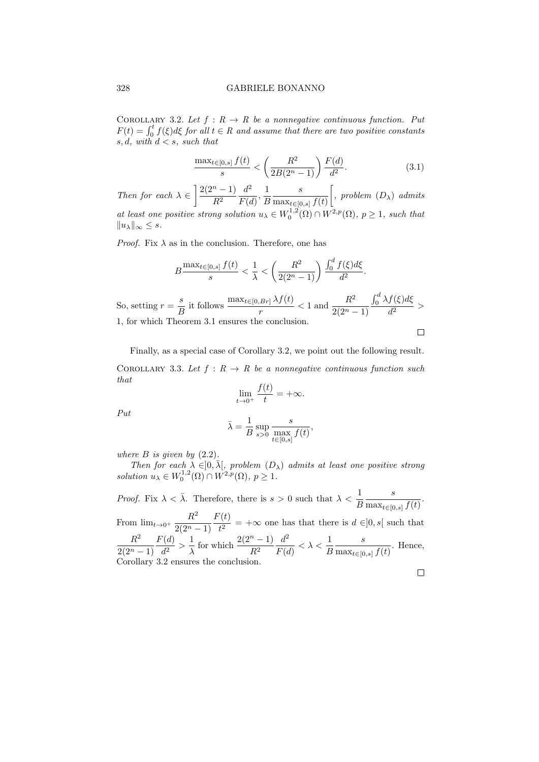Corollary 3.2. *Let $f : R \to R$ be a nonnegative continuous function. Put $F(t) = \int_0^t f(\xi)d\xi$ for all $t \in R$ and assume that there are two positive constants $s, d$, with $d < s$, such that*

$$\frac{\max_{t\in[0,s]} f(t)}{s} < \left(\frac{R^2}{2B(2^n-1)}\right)\frac{F(d)}{d^2}. \tag{3.1}$$

*Then for each $\lambda \in \left]\frac{2(2^n-1)}{R^2}\frac{d^2}{F(d)}, \frac{1}{B}\frac{s}{\max_{t\in[0,s]} f(t)}\right[$, problem $(D_\lambda)$ admits at least one positive strong solution $u_\lambda \in W_0^{1,2}(\Omega) \cap W^{2,p}(\Omega)$, $p \geq 1$, such that $\|u_\lambda\|_\infty \leq s$.*

*Proof.* Fix $\lambda$ as in the conclusion. Therefore, one has

$$B\frac{\max_{t\in[0,s]} f(t)}{s} < \frac{1}{\lambda} < \left(\frac{R^2}{2(2^n-1)}\right)\frac{\int_0^d f(\xi)d\xi}{d^2}.$$

So, setting $r = \frac{s}{B}$ it follows $\frac{\max_{t\in[0,Br]} \lambda f(t)}{r} < 1$ and $\frac{R^2}{2(2^n-1)}\frac{\int_0^d \lambda f(\xi)d\xi}{d^2} > 1$, for which Theorem 3.1 ensures the conclusion. $\square$

Finally, as a special case of Corollary 3.2, we point out the following result.

Corollary 3.3. *Let $f : R \to R$ be a nonnegative continuous function such that*

$$\lim_{t\to 0^+} \frac{f(t)}{t} = +\infty.$$

*Put*

$$\bar{\lambda} = \frac{1}{B}\sup_{s>0}\frac{s}{\max\limits_{t\in[0,s]} f(t)},$$

*where $B$ is given by* (2.2).

*Then for each $\lambda \in ]0, \bar{\lambda}[$, problem $(D_\lambda)$ admits at least one positive strong solution $u_\lambda \in W_0^{1,2}(\Omega) \cap W^{2,p}(\Omega)$, $p \geq 1$.*

*Proof.* Fix $\lambda < \bar{\lambda}$. Therefore, there is $s > 0$ such that $\lambda < \frac{1}{B}\frac{s}{\max_{t\in[0,s]} f(t)}$. From $\lim_{t\to 0^+}\frac{R^2}{2(2^n-1)}\frac{F(t)}{t^2} = +\infty$ one has that there is $d \in ]0, s[$ such that $\frac{R^2}{2(2^n-1)}\frac{F(d)}{d^2} > \frac{1}{\lambda}$ for which $\frac{2(2^n-1)}{R^2}\frac{d^2}{F(d)} < \lambda < \frac{1}{B}\frac{s}{\max_{t\in[0,s]} f(t)}$. Hence, Corollary 3.2 ensures the conclusion. $\square$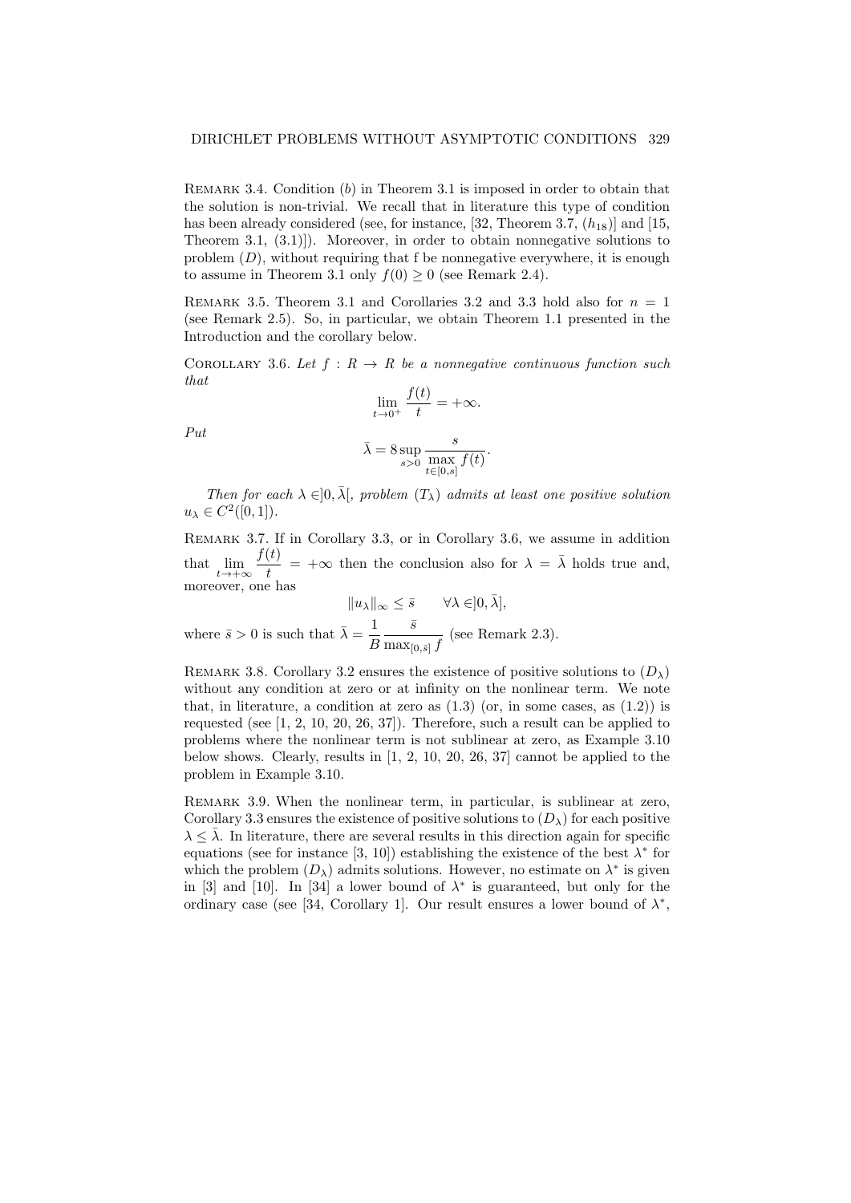Remark 3.4. Condition ($b$) in Theorem 3.1 is imposed in order to obtain that the solution is non-trivial. We recall that in literature this type of condition has been already considered (see, for instance, [32, Theorem 3.7, ($h_{18}$)] and [15, Theorem 3.1, (3.1)]). Moreover, in order to obtain nonnegative solutions to problem ($D$), without requiring that f be nonnegative everywhere, it is enough to assume in Theorem 3.1 only $f(0) \geq 0$ (see Remark 2.4).

Remark 3.5. Theorem 3.1 and Corollaries 3.2 and 3.3 hold also for $n = 1$ (see Remark 2.5). So, in particular, we obtain Theorem 1.1 presented in the Introduction and the corollary below.

Corollary 3.6. *Let $f : R \to R$ be a nonnegative continuous function such that*

$$\lim_{t \to 0^+} \frac{f(t)}{t} = +\infty.$$

*Put*

$$\bar{\lambda} = 8 \sup_{s>0} \frac{s}{\max\limits_{t \in [0,s]} f(t)}.$$

*Then for each $\lambda \in ]0, \bar{\lambda}[$, problem ($T_\lambda$) admits at least one positive solution $u_\lambda \in C^2([0,1])$.*

Remark 3.7. If in Corollary 3.3, or in Corollary 3.6, we assume in addition that $\lim\limits_{t \to +\infty} \dfrac{f(t)}{t} = +\infty$ then the conclusion also for $\lambda = \bar{\lambda}$ holds true and, moreover, one has

$$\|u_\lambda\|_\infty \leq \bar{s} \qquad \forall \lambda \in ]0, \bar{\lambda}],$$

where $\bar{s} > 0$ is such that $\bar{\lambda} = \dfrac{1}{B} \dfrac{\bar{s}}{\max_{[0,\bar{s}]} f}$ (see Remark 2.3).

Remark 3.8. Corollary 3.2 ensures the existence of positive solutions to ($D_\lambda$) without any condition at zero or at infinity on the nonlinear term. We note that, in literature, a condition at zero as (1.3) (or, in some cases, as (1.2)) is requested (see [1, 2, 10, 20, 26, 37]). Therefore, such a result can be applied to problems where the nonlinear term is not sublinear at zero, as Example 3.10 below shows. Clearly, results in [1, 2, 10, 20, 26, 37] cannot be applied to the problem in Example 3.10.

Remark 3.9. When the nonlinear term, in particular, is sublinear at zero, Corollary 3.3 ensures the existence of positive solutions to ($D_\lambda$) for each positive $\lambda \leq \bar{\lambda}$. In literature, there are several results in this direction again for specific equations (see for instance [3, 10]) establishing the existence of the best $\lambda^*$ for which the problem ($D_\lambda$) admits solutions. However, no estimate on $\lambda^*$ is given in [3] and [10]. In [34] a lower bound of $\lambda^*$ is guaranteed, but only for the ordinary case (see [34, Corollary 1]. Our result ensures a lower bound of $\lambda^*$,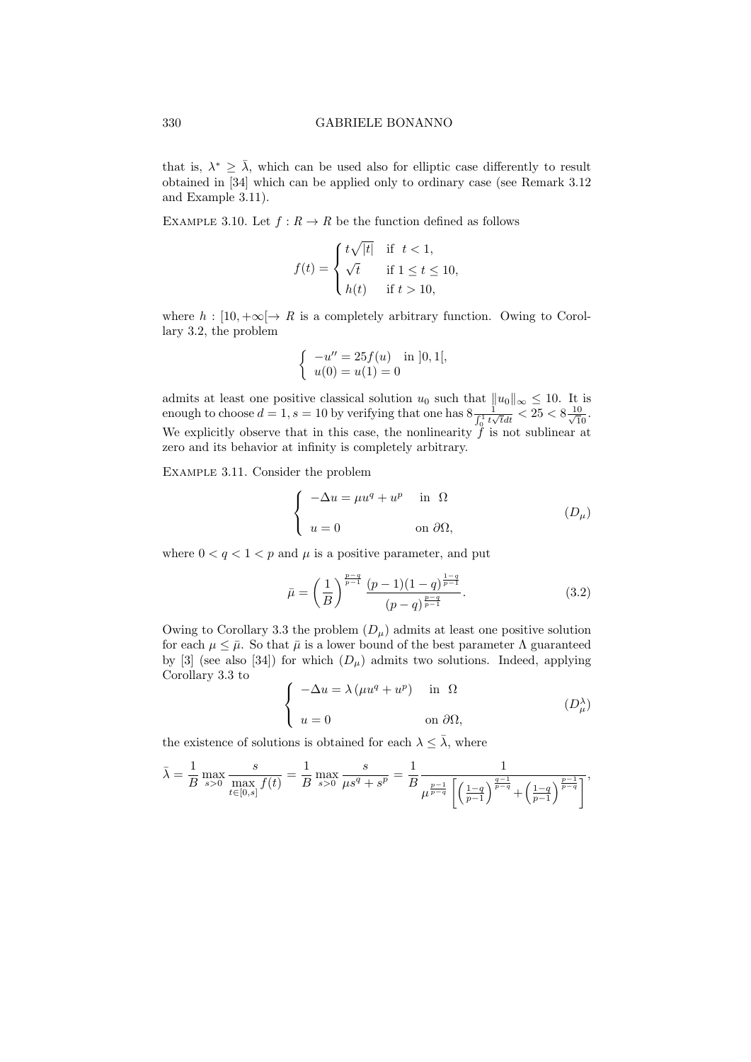that is, $\lambda^* \geq \bar{\lambda}$, which can be used also for elliptic case differently to result obtained in [34] which can be applied only to ordinary case (see Remark 3.12 and Example 3.11).

Example 3.10. Let $f : R \to R$ be the function defined as follows

$$f(t) = \begin{cases} t\sqrt{|t|} & \text{if } \ t < 1, \\ \sqrt{t} & \text{if } 1 \leq t \leq 10, \\ h(t) & \text{if } t > 10, \end{cases}$$

where $h : [10, +\infty[ \to R$ is a completely arbitrary function. Owing to Corollary 3.2, the problem

$$\begin{cases} -u'' = 25 f(u) & \text{in } ]0,1[, \\ u(0) = u(1) = 0 \end{cases}$$

admits at least one positive classical solution $u_0$ such that $\|u_0\|_\infty \leq 10$. It is enough to choose $d = 1, s = 10$ by verifying that one has $8\frac{1}{\int_0^1 t\sqrt{t}dt} < 25 < 8\frac{10}{\sqrt{10}}$. We explicitly observe that in this case, the nonlinearity $f$ is not sublinear at zero and its behavior at infinity is completely arbitrary.

Example 3.11. Consider the problem

$$\begin{cases} -\Delta u = \mu u^q + u^p & \text{in } \ \Omega \\ \\ u = 0 & \text{on } \partial\Omega, \end{cases} \qquad (D_\mu)$$

where $0 < q < 1 < p$ and $\mu$ is a positive parameter, and put

$$\bar{\mu} = \left(\frac{1}{B}\right)^{\frac{p-q}{p-1}} \frac{(p-1)(1-q)^{\frac{1-q}{p-1}}}{(p-q)^{\frac{p-q}{p-1}}}. \qquad (3.2)$$

Owing to Corollary 3.3 the problem $(D_\mu)$ admits at least one positive solution for each $\mu \leq \bar{\mu}$. So that $\bar{\mu}$ is a lower bound of the best parameter $\Lambda$ guaranteed by [3] (see also [34]) for which $(D_\mu)$ admits two solutions. Indeed, applying Corollary 3.3 to

$$\begin{cases} -\Delta u = \lambda\left(\mu u^q + u^p\right) & \text{in } \ \Omega \\ \\ u = 0 & \text{on } \partial\Omega, \end{cases} \qquad (D_\mu^\lambda)$$

the existence of solutions is obtained for each $\lambda \leq \bar{\lambda}$, where

$$\bar{\lambda} = \frac{1}{B} \max_{s>0} \frac{s}{\max\limits_{t\in[0,s]} f(t)} = \frac{1}{B} \max_{s>0} \frac{s}{\mu s^q + s^p} = \frac{1}{B} \frac{1}{\mu^{\frac{p-1}{p-q}}\left[\left(\frac{1-q}{p-1}\right)^{\frac{q-1}{p-q}} + \left(\frac{1-q}{p-1}\right)^{\frac{p-1}{p-q}}\right]},$$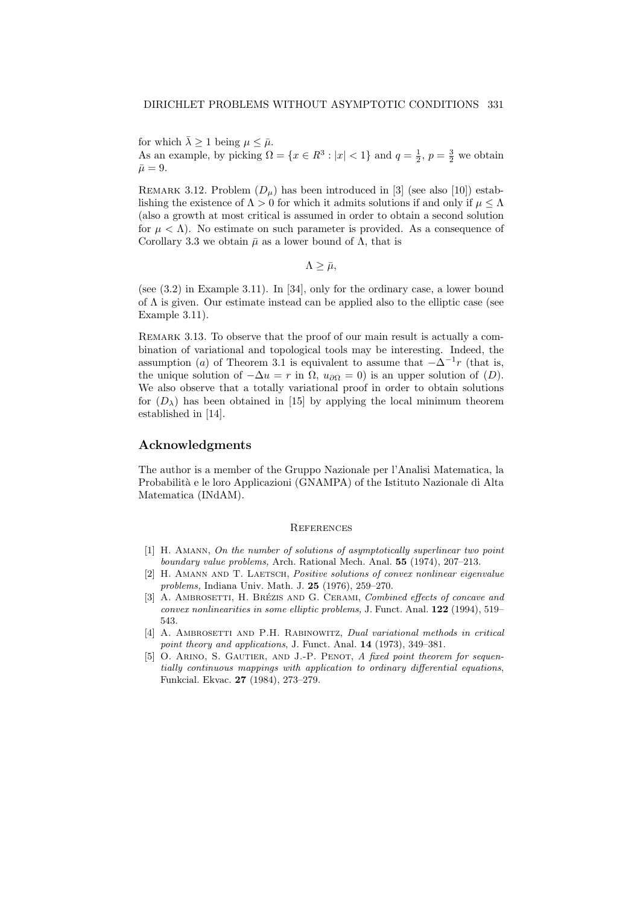for which $\bar{\lambda} \geq 1$ being $\mu \leq \bar{\mu}$.
As an example, by picking $\Omega = \{x \in R^3 : |x| < 1\}$ and $q = \frac{1}{2}$, $p = \frac{3}{2}$ we obtain $\bar{\mu} = 9$.

Remark 3.12. Problem $(D_\mu)$ has been introduced in [3] (see also [10]) establishing the existence of $\Lambda > 0$ for which it admits solutions if and only if $\mu \leq \Lambda$ (also a growth at most critical is assumed in order to obtain a second solution for $\mu < \Lambda$). No estimate on such parameter is provided. As a consequence of Corollary 3.3 we obtain $\bar{\mu}$ as a lower bound of $\Lambda$, that is

$$\Lambda \geq \bar{\mu},$$

(see (3.2) in Example 3.11). In [34], only for the ordinary case, a lower bound of $\Lambda$ is given. Our estimate instead can be applied also to the elliptic case (see Example 3.11).

Remark 3.13. To observe that the proof of our main result is actually a combination of variational and topological tools may be interesting. Indeed, the assumption $(a)$ of Theorem 3.1 is equivalent to assume that $-\Delta^{-1}r$ (that is, the unique solution of $-\Delta u = r$ in $\Omega$, $u_{\partial\Omega} = 0$) is an upper solution of $(D)$. We also observe that a totally variational proof in order to obtain solutions for $(D_\lambda)$ has been obtained in [15] by applying the local minimum theorem established in [14].

## Acknowledgments

The author is a member of the Gruppo Nazionale per l'Analisi Matematica, la Probabilità e le loro Applicazioni (GNAMPA) of the Istituto Nazionale di Alta Matematica (INdAM).

## References

[1] H. Amann, *On the number of solutions of asymptotically superlinear two point boundary value problems,* Arch. Rational Mech. Anal. **55** (1974), 207–213.

[2] H. Amann and T. Laetsch, *Positive solutions of convex nonlinear eigenvalue problems,* Indiana Univ. Math. J. **25** (1976), 259–270.

[3] A. Ambrosetti, H. Brézis and G. Cerami, *Combined effects of concave and convex nonlinearities in some elliptic problems,* J. Funct. Anal. **122** (1994), 519–543.

[4] A. Ambrosetti and P.H. Rabinowitz, *Dual variational methods in critical point theory and applications*, J. Funct. Anal. **14** (1973), 349–381.

[5] O. Arino, S. Gautier, and J.-P. Penot, *A fixed point theorem for sequentially continuous mappings with application to ordinary differential equations*, Funkcial. Ekvac. **27** (1984), 273–279.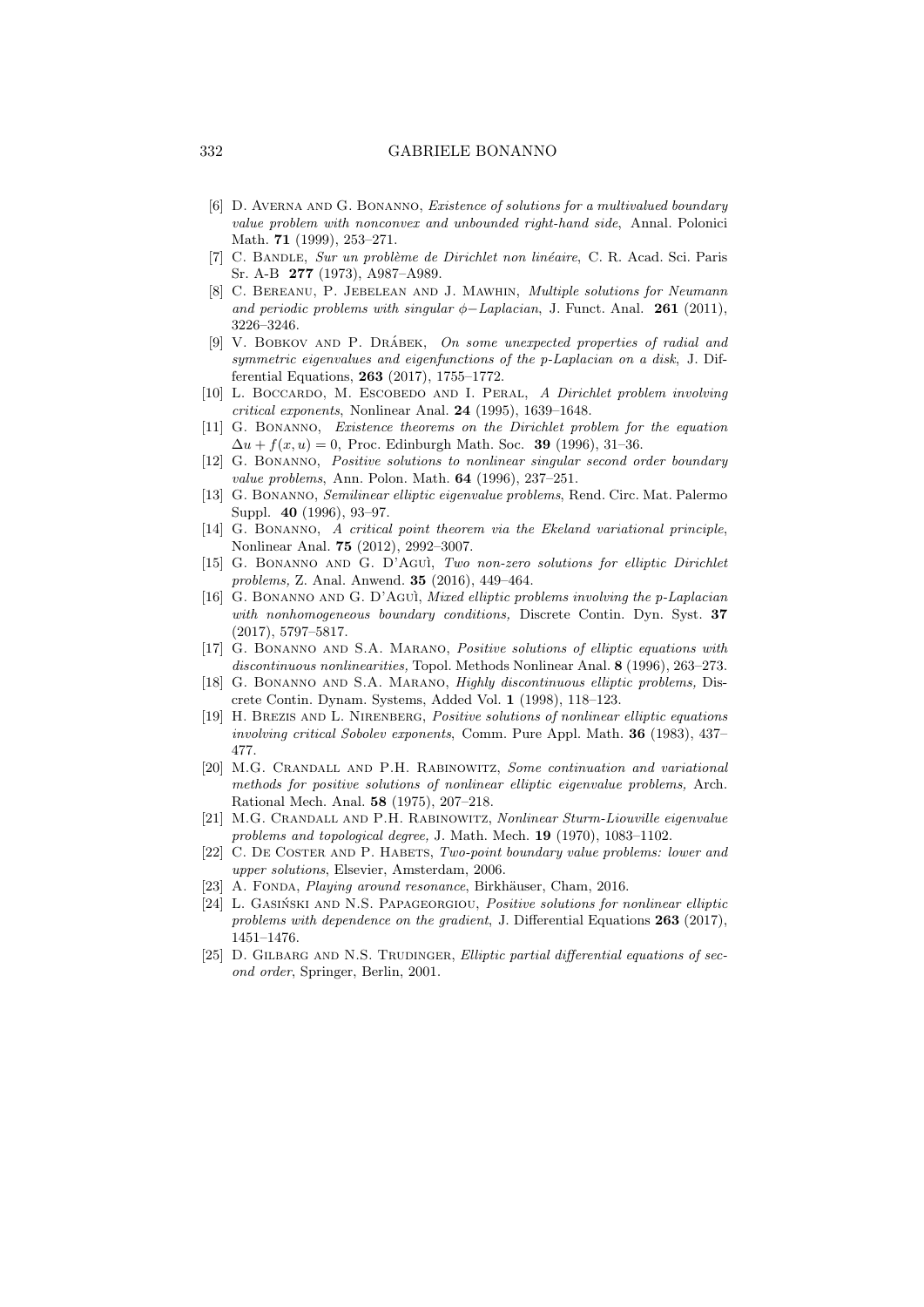[6] D. Averna and G. Bonanno, *Existence of solutions for a multivalued boundary value problem with nonconvex and unbounded right-hand side*, Annal. Polonici Math. **71** (1999), 253–271.

[7] C. Bandle, *Sur un problème de Dirichlet non linéaire*, C. R. Acad. Sci. Paris Sr. A-B **277** (1973), A987–A989.

[8] C. Bereanu, P. Jebelean and J. Mawhin, *Multiple solutions for Neumann and periodic problems with singular $\phi-$Laplacian*, J. Funct. Anal. **261** (2011), 3226–3246.

[9] V. Bobkov and P. Drábek, *On some unexpected properties of radial and symmetric eigenvalues and eigenfunctions of the p-Laplacian on a disk*, J. Differential Equations, **263** (2017), 1755–1772.

[10] L. Boccardo, M. Escobedo and I. Peral, *A Dirichlet problem involving critical exponents*, Nonlinear Anal. **24** (1995), 1639–1648.

[11] G. Bonanno, *Existence theorems on the Dirichlet problem for the equation $\Delta u + f(x,u) = 0$*, Proc. Edinburgh Math. Soc. **39** (1996), 31–36.

[12] G. Bonanno, *Positive solutions to nonlinear singular second order boundary value problems*, Ann. Polon. Math. **64** (1996), 237–251.

[13] G. Bonanno, *Semilinear elliptic eigenvalue problems*, Rend. Circ. Mat. Palermo Suppl. **40** (1996), 93–97.

[14] G. Bonanno, *A critical point theorem via the Ekeland variational principle*, Nonlinear Anal. **75** (2012), 2992–3007.

[15] G. Bonanno and G. D'Aguì, *Two non-zero solutions for elliptic Dirichlet problems,* Z. Anal. Anwend. **35** (2016), 449–464.

[16] G. Bonanno and G. D'Aguì, *Mixed elliptic problems involving the p-Laplacian with nonhomogeneous boundary conditions,* Discrete Contin. Dyn. Syst. **37** (2017), 5797–5817.

[17] G. Bonanno and S.A. Marano, *Positive solutions of elliptic equations with discontinuous nonlinearities,* Topol. Methods Nonlinear Anal. **8** (1996), 263–273.

[18] G. Bonanno and S.A. Marano, *Highly discontinuous elliptic problems,* Discrete Contin. Dynam. Systems, Added Vol. **1** (1998), 118–123.

[19] H. Brezis and L. Nirenberg, *Positive solutions of nonlinear elliptic equations involving critical Sobolev exponents*, Comm. Pure Appl. Math. **36** (1983), 437–477.

[20] M.G. Crandall and P.H. Rabinowitz, *Some continuation and variational methods for positive solutions of nonlinear elliptic eigenvalue problems,* Arch. Rational Mech. Anal. **58** (1975), 207–218.

[21] M.G. Crandall and P.H. Rabinowitz, *Nonlinear Sturm-Liouville eigenvalue problems and topological degree,* J. Math. Mech. **19** (1970), 1083–1102.

[22] C. De Coster and P. Habets, *Two-point boundary value problems: lower and upper solutions*, Elsevier, Amsterdam, 2006.

[23] A. Fonda, *Playing around resonance*, Birkhäuser, Cham, 2016.

[24] L. Gasiński and N.S. Papageorgiou, *Positive solutions for nonlinear elliptic problems with dependence on the gradient*, J. Differential Equations **263** (2017), 1451–1476.

[25] D. Gilbarg and N.S. Trudinger, *Elliptic partial differential equations of second order*, Springer, Berlin, 2001.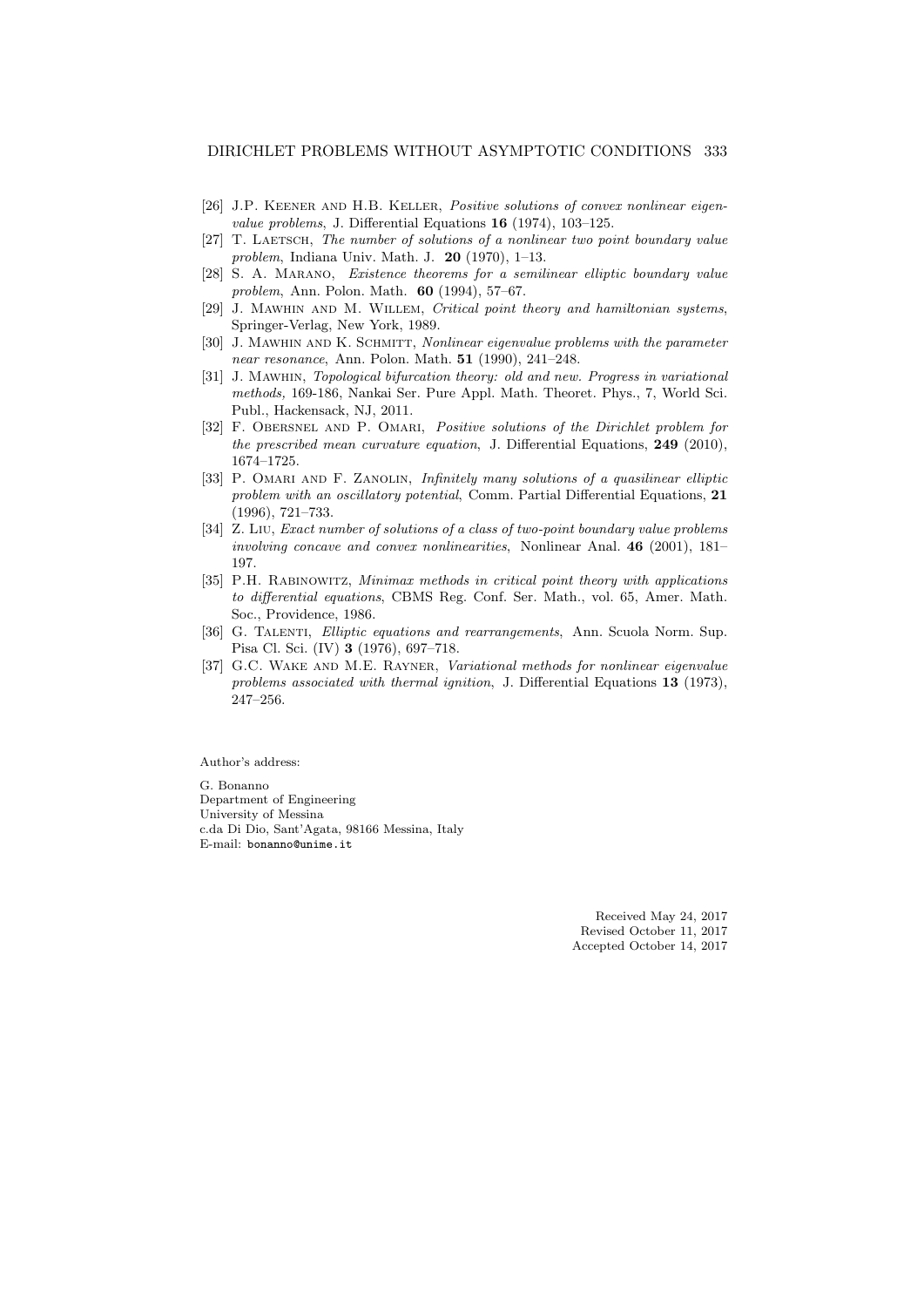[26] J.P. Keener and H.B. Keller, *Positive solutions of convex nonlinear eigenvalue problems*, J. Differential Equations **16** (1974), 103–125.

[27] T. Laetsch, *The number of solutions of a nonlinear two point boundary value problem*, Indiana Univ. Math. J. **20** (1970), 1–13.

[28] S. A. Marano, *Existence theorems for a semilinear elliptic boundary value problem*, Ann. Polon. Math. **60** (1994), 57–67.

[29] J. Mawhin and M. Willem, *Critical point theory and hamiltonian systems*, Springer-Verlag, New York, 1989.

[30] J. Mawhin and K. Schmitt, *Nonlinear eigenvalue problems with the parameter near resonance*, Ann. Polon. Math. **51** (1990), 241–248.

[31] J. Mawhin, *Topological bifurcation theory: old and new. Progress in variational methods,* 169-186, Nankai Ser. Pure Appl. Math. Theoret. Phys., 7, World Sci. Publ., Hackensack, NJ, 2011.

[32] F. Obersnel and P. Omari, *Positive solutions of the Dirichlet problem for the prescribed mean curvature equation*, J. Differential Equations, **249** (2010), 1674–1725.

[33] P. Omari and F. Zanolin, *Infinitely many solutions of a quasilinear elliptic problem with an oscillatory potential*, Comm. Partial Differential Equations, **21** (1996), 721–733.

[34] Z. Liu, *Exact number of solutions of a class of two-point boundary value problems involving concave and convex nonlinearities*, Nonlinear Anal. **46** (2001), 181–197.

[35] P.H. Rabinowitz, *Minimax methods in critical point theory with applications to differential equations*, CBMS Reg. Conf. Ser. Math., vol. 65, Amer. Math. Soc., Providence, 1986.

[36] G. Talenti, *Elliptic equations and rearrangements*, Ann. Scuola Norm. Sup. Pisa Cl. Sci. (IV) **3** (1976), 697–718.

[37] G.C. Wake and M.E. Rayner, *Variational methods for nonlinear eigenvalue problems associated with thermal ignition*, J. Differential Equations **13** (1973), 247–256.

Author's address:

G. Bonanno
Department of Engineering
University of Messina
c.da Di Dio, Sant'Agata, 98166 Messina, Italy
E-mail: bonanno@unime.it

Received May 24, 2017
Revised October 11, 2017
Accepted October 14, 2017